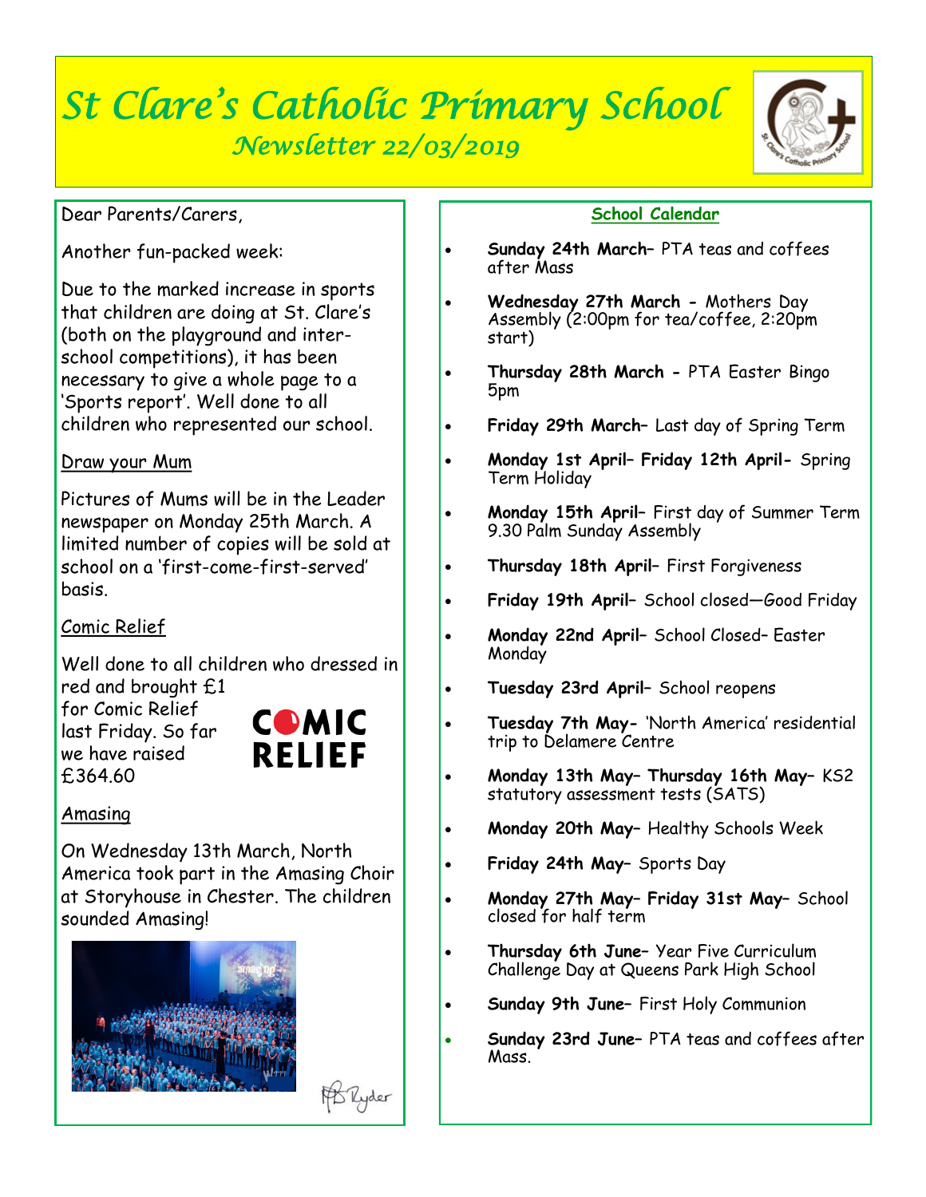# St Clare's Catholic Primary School

## Newsletter 22/03/2019

Dear Parents/Carers,

Another fun-packed week:

Due to the marked increase in sports that children are doing at St. Clare's (both on the playground and inter-school competitions), it has been necessary to give a whole page to a 'Sports report'. Well done to all children who represented our school.

### Draw your Mum

Pictures of Mums will be in the Leader newspaper on Monday 25th March. A limited number of copies will be sold at school on a 'first-come-first-served' basis.

### Comic Relief

Well done to all children who dressed in red and brought £1 for Comic Relief last Friday. So far we have raised £364.60

### Amasing

On Wednesday 13th March, North America took part in the Amasing Choir at Storyhouse in Chester. The children sounded Amasing!

### School Calendar

- **Sunday 24th March**– PTA teas and coffees after Mass
- **Wednesday 27th March -** Mothers Day Assembly (2:00pm for tea/coffee, 2:20pm start)
- **Thursday 28th March -** PTA Easter Bingo 5pm
- **Friday 29th March**– Last day of Spring Term
- **Monday 1st April– Friday 12th April-** Spring Term Holiday
- **Monday 15th April**– First day of Summer Term 9.30 Palm Sunday Assembly
- **Thursday 18th April**– First Forgiveness
- **Friday 19th April**– School closed—Good Friday
- **Monday 22nd April**– School Closed– Easter Monday
- **Tuesday 23rd April**– School reopens
- **Tuesday 7th May-** 'North America' residential trip to Delamere Centre
- **Monday 13th May– Thursday 16th May**– KS2 statutory assessment tests (SATS)
- **Monday 20th May**– Healthy Schools Week
- **Friday 24th May**– Sports Day
- **Monday 27th May– Friday 31st May**– School closed for half term
- **Thursday 6th June**– Year Five Curriculum Challenge Day at Queens Park High School
- **Sunday 9th June**– First Holy Communion
- **Sunday 23rd June**– PTA teas and coffees after Mass.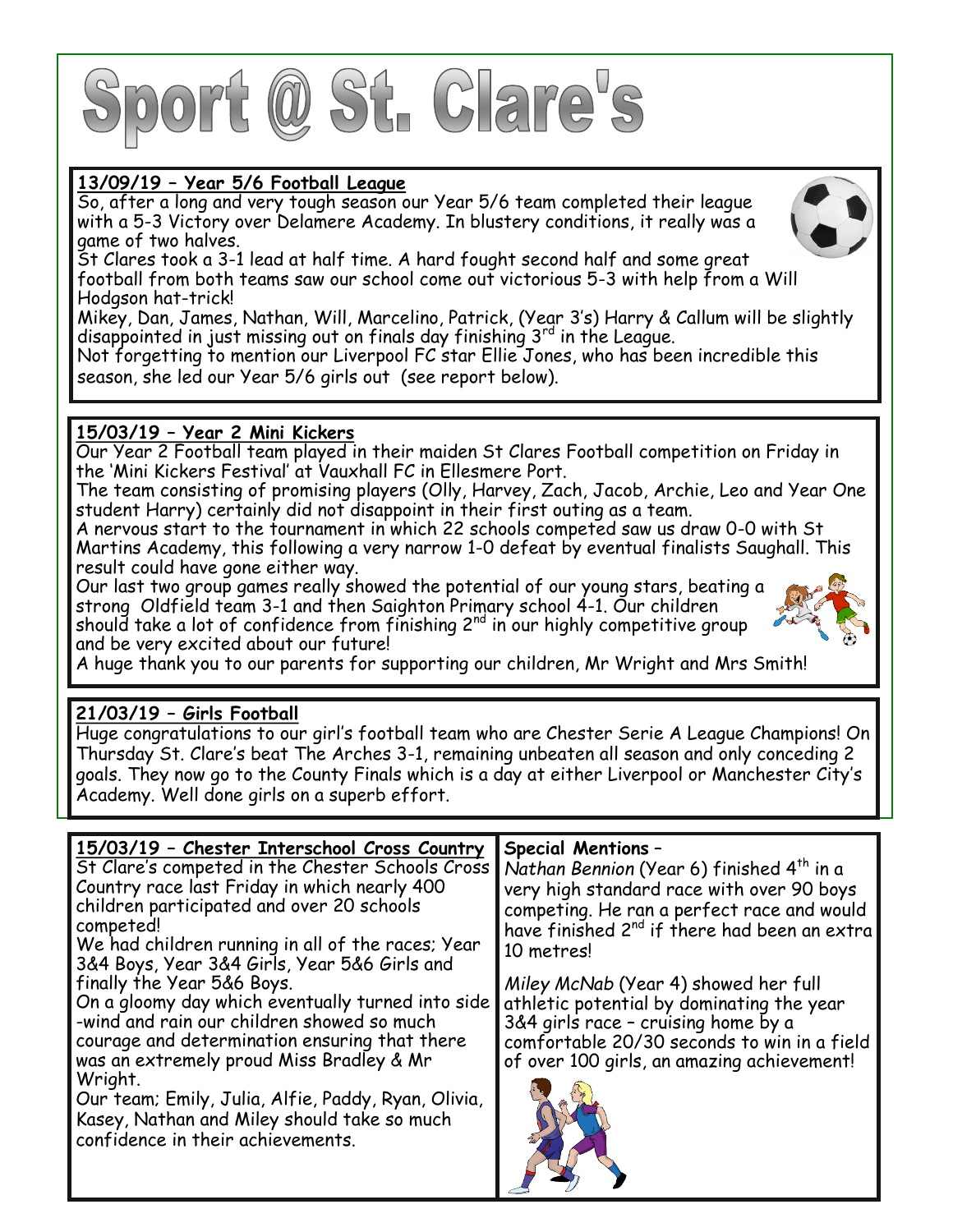# Sport @ St. Clare's

## 13/09/19 – Year 5/6 Football League

So, after a long and very tough season our Year 5/6 team completed their league with a 5-3 Victory over Delamere Academy. In blustery conditions, it really was a game of two halves.

St Clares took a 3-1 lead at half time. A hard fought second half and some great football from both teams saw our school come out victorious 5-3 with help from a Will Hodgson hat-trick!

Mikey, Dan, James, Nathan, Will, Marcelino, Patrick, (Year 3's) Harry & Callum will be slightly disappointed in just missing out on finals day finishing 3rd in the League.

Not forgetting to mention our Liverpool FC star Ellie Jones, who has been incredible this season, she led our Year 5/6 girls out (see report below).

## 15/03/19 – Year 2 Mini Kickers

Our Year 2 Football team played in their maiden St Clares Football competition on Friday in the 'Mini Kickers Festival' at Vauxhall FC in Ellesmere Port.

The team consisting of promising players (Olly, Harvey, Zach, Jacob, Archie, Leo and Year One student Harry) certainly did not disappoint in their first outing as a team.

A nervous start to the tournament in which 22 schools competed saw us draw 0-0 with St Martins Academy, this following a very narrow 1-0 defeat by eventual finalists Saughall. This result could have gone either way.

Our last two group games really showed the potential of our young stars, beating a strong Oldfield team 3-1 and then Saighton Primary school 4-1. Our children should take a lot of confidence from finishing 2nd in our highly competitive group and be very excited about our future!

A huge thank you to our parents for supporting our children, Mr Wright and Mrs Smith!

## 21/03/19 – Girls Football

Huge congratulations to our girl's football team who are Chester Serie A League Champions! On Thursday St. Clare's beat The Arches 3-1, remaining unbeaten all season and only conceding 2 goals. They now go to the County Finals which is a day at either Liverpool or Manchester City's Academy. Well done girls on a superb effort.

## 15/03/19 – Chester Interschool Cross Country

St Clare's competed in the Chester Schools Cross Country race last Friday in which nearly 400 children participated and over 20 schools competed!

We had children running in all of the races; Year 3&4 Boys, Year 3&4 Girls, Year 5&6 Girls and finally the Year 5&6 Boys.

On a gloomy day which eventually turned into side -wind and rain our children showed so much courage and determination ensuring that there was an extremely proud Miss Bradley & Mr Wright.

Our team; Emily, Julia, Alfie, Paddy, Ryan, Olivia, Kasey, Nathan and Miley should take so much confidence in their achievements.

**Special Mentions –**

*Nathan Bennion* (Year 6) finished 4th in a very high standard race with over 90 boys competing. He ran a perfect race and would have finished 2nd if there had been an extra 10 metres!

*Miley McNab* (Year 4) showed her full athletic potential by dominating the year 3&4 girls race – cruising home by a comfortable 20/30 seconds to win in a field of over 100 girls, an amazing achievement!